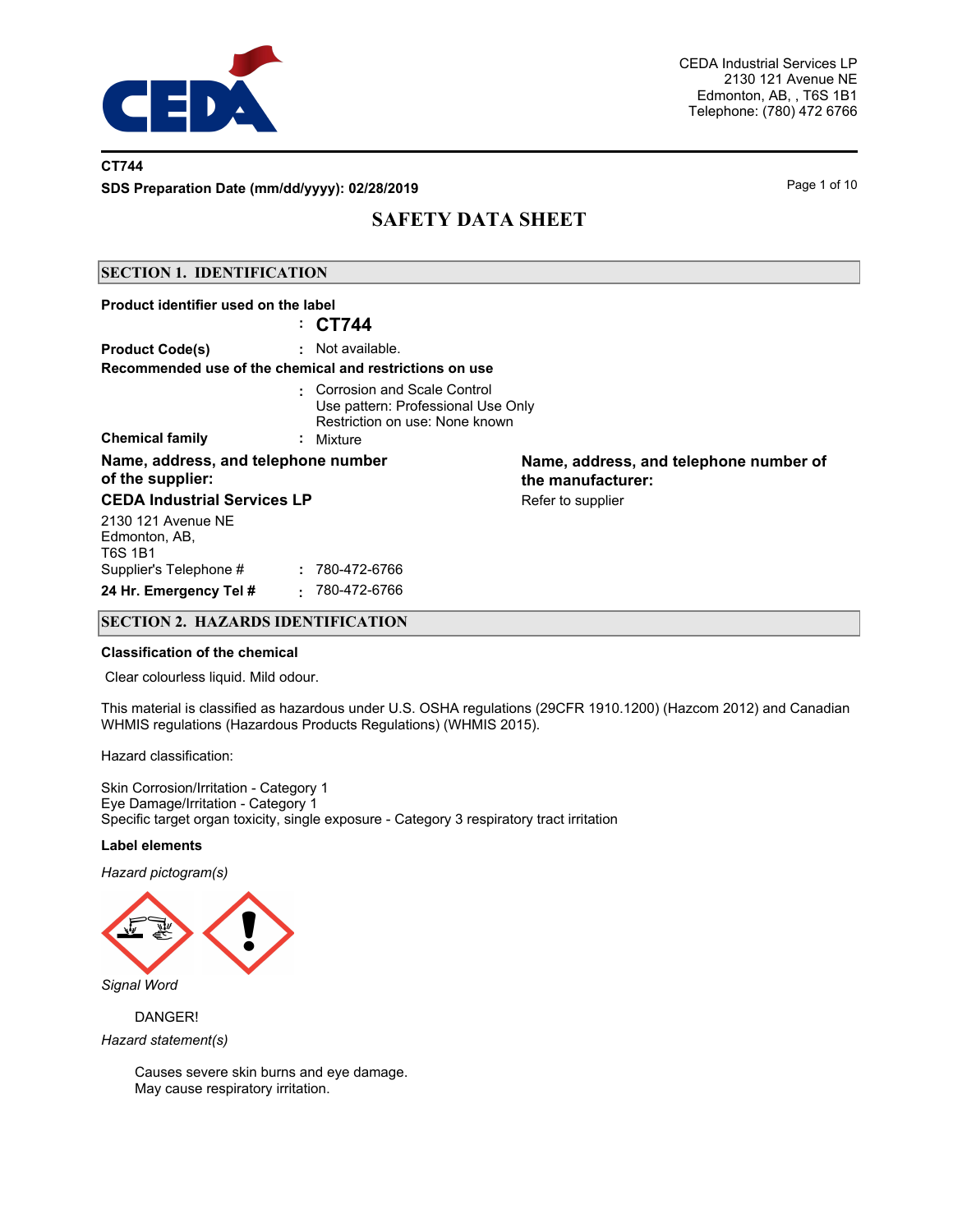CEDA Industrial Services LP
2130 121 Avenue NE
Edmonton, AB, , T6S 1B1
Telephone: (780) 472 6766

**CT744**

**SDS Preparation Date (mm/dd/yyyy): 02/28/2019**

# SAFETY DATA SHEET

## SECTION 1. IDENTIFICATION

**Product identifier used on the label**

: **CT744**

**Product Code(s)** : Not available.

**Recommended use of the chemical and restrictions on use**

: Corrosion and Scale Control
Use pattern: Professional Use Only
Restriction on use: None known

**Chemical family** : Mixture

**Name, address, and telephone number of the supplier:**

**CEDA Industrial Services LP**

2130 121 Avenue NE
Edmonton, AB,
T6S 1B1

Supplier's Telephone # : 780-472-6766

**24 Hr. Emergency Tel #** : 780-472-6766

**Name, address, and telephone number of the manufacturer:**

Refer to supplier

## SECTION 2. HAZARDS IDENTIFICATION

**Classification of the chemical**

Clear colourless liquid. Mild odour.

This material is classified as hazardous under U.S. OSHA regulations (29CFR 1910.1200) (Hazcom 2012) and Canadian WHMIS regulations (Hazardous Products Regulations) (WHMIS 2015).

Hazard classification:

Skin Corrosion/Irritation - Category 1
Eye Damage/Irritation - Category 1
Specific target organ toxicity, single exposure - Category 3 respiratory tract irritation

**Label elements**

*Hazard pictogram(s)*

*Signal Word*

DANGER!

*Hazard statement(s)*

Causes severe skin burns and eye damage.
May cause respiratory irritation.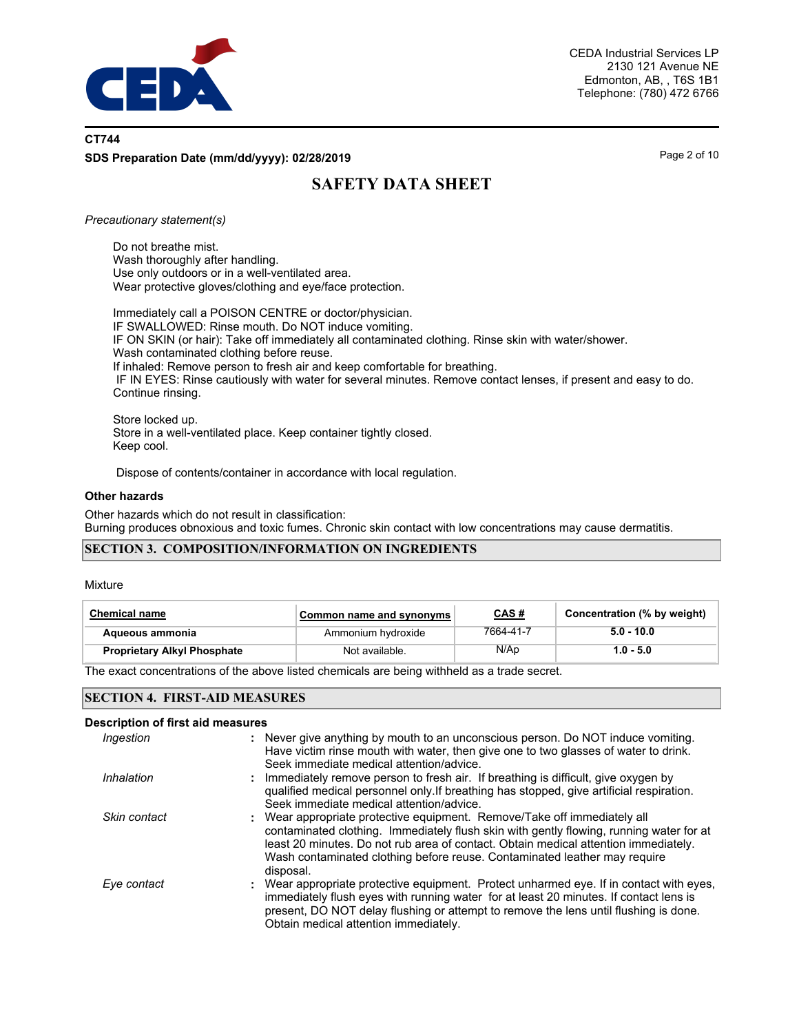*Precautionary statement(s)*

Do not breathe mist.
Wash thoroughly after handling.
Use only outdoors or in a well-ventilated area.
Wear protective gloves/clothing and eye/face protection.

Immediately call a POISON CENTRE or doctor/physician.
IF SWALLOWED: Rinse mouth. Do NOT induce vomiting.
IF ON SKIN (or hair): Take off immediately all contaminated clothing. Rinse skin with water/shower.
Wash contaminated clothing before reuse.
If inhaled: Remove person to fresh air and keep comfortable for breathing.
IF IN EYES: Rinse cautiously with water for several minutes. Remove contact lenses, if present and easy to do. Continue rinsing.

Store locked up.
Store in a well-ventilated place. Keep container tightly closed.
Keep cool.

Dispose of contents/container in accordance with local regulation.

### Other hazards

Other hazards which do not result in classification:
Burning produces obnoxious and toxic fumes. Chronic skin contact with low concentrations may cause dermatitis.

## SECTION 3. COMPOSITION/INFORMATION ON INGREDIENTS

Mixture

| Chemical name | Common name and synonyms | CAS # | Concentration (% by weight) |
|---|---|---|---|
| **Aqueous ammonia** | Ammonium hydroxide | 7664-41-7 | **5.0 - 10.0** |
| **Proprietary Alkyl Phosphate** | Not available. | N/Ap | **1.0 - 5.0** |

The exact concentrations of the above listed chemicals are being withheld as a trade secret.

## SECTION 4. FIRST-AID MEASURES

### Description of first aid measures

*Ingestion* : Never give anything by mouth to an unconscious person. Do NOT induce vomiting. Have victim rinse mouth with water, then give one to two glasses of water to drink. Seek immediate medical attention/advice.

*Inhalation* : Immediately remove person to fresh air. If breathing is difficult, give oxygen by qualified medical personnel only.If breathing has stopped, give artificial respiration. Seek immediate medical attention/advice.

*Skin contact* : Wear appropriate protective equipment. Remove/Take off immediately all contaminated clothing. Immediately flush skin with gently flowing, running water for at least 20 minutes. Do not rub area of contact. Obtain medical attention immediately. Wash contaminated clothing before reuse. Contaminated leather may require disposal.

*Eye contact* : Wear appropriate protective equipment. Protect unharmed eye. If in contact with eyes, immediately flush eyes with running water for at least 20 minutes. If contact lens is present, DO NOT delay flushing or attempt to remove the lens until flushing is done. Obtain medical attention immediately.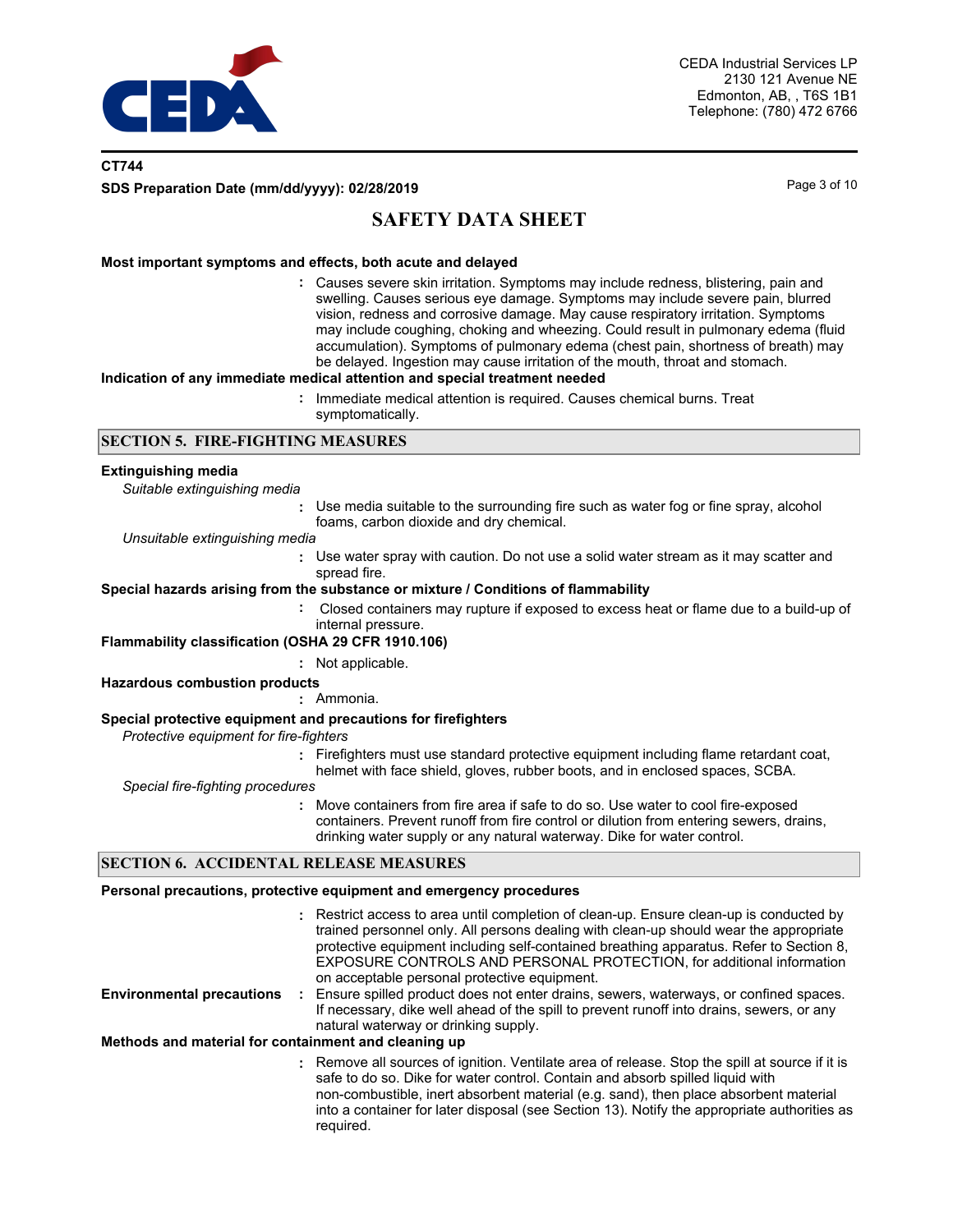**Most important symptoms and effects, both acute and delayed**

: Causes severe skin irritation. Symptoms may include redness, blistering, pain and swelling. Causes serious eye damage. Symptoms may include severe pain, blurred vision, redness and corrosive damage. May cause respiratory irritation. Symptoms may include coughing, choking and wheezing. Could result in pulmonary edema (fluid accumulation). Symptoms of pulmonary edema (chest pain, shortness of breath) may be delayed. Ingestion may cause irritation of the mouth, throat and stomach.

**Indication of any immediate medical attention and special treatment needed**

: Immediate medical attention is required. Causes chemical burns. Treat symptomatically.

## SECTION 5. FIRE-FIGHTING MEASURES

**Extinguishing media**

*Suitable extinguishing media*

: Use media suitable to the surrounding fire such as water fog or fine spray, alcohol foams, carbon dioxide and dry chemical.

*Unsuitable extinguishing media*

: Use water spray with caution. Do not use a solid water stream as it may scatter and spread fire.

**Special hazards arising from the substance or mixture / Conditions of flammability**

: Closed containers may rupture if exposed to excess heat or flame due to a build-up of internal pressure.

**Flammability classification (OSHA 29 CFR 1910.106)**

: Not applicable.

**Hazardous combustion products**

: Ammonia.

**Special protective equipment and precautions for firefighters**

*Protective equipment for fire-fighters*

: Firefighters must use standard protective equipment including flame retardant coat, helmet with face shield, gloves, rubber boots, and in enclosed spaces, SCBA.

*Special fire-fighting procedures*

: Move containers from fire area if safe to do so. Use water to cool fire-exposed containers. Prevent runoff from fire control or dilution from entering sewers, drains, drinking water supply or any natural waterway. Dike for water control.

## SECTION 6. ACCIDENTAL RELEASE MEASURES

**Personal precautions, protective equipment and emergency procedures**

: Restrict access to area until completion of clean-up. Ensure clean-up is conducted by trained personnel only. All persons dealing with clean-up should wear the appropriate protective equipment including self-contained breathing apparatus. Refer to Section 8, EXPOSURE CONTROLS AND PERSONAL PROTECTION, for additional information on acceptable personal protective equipment.

**Environmental precautions** : Ensure spilled product does not enter drains, sewers, waterways, or confined spaces. If necessary, dike well ahead of the spill to prevent runoff into drains, sewers, or any natural waterway or drinking supply.

**Methods and material for containment and cleaning up**

: Remove all sources of ignition. Ventilate area of release. Stop the spill at source if it is safe to do so. Dike for water control. Contain and absorb spilled liquid with non-combustible, inert absorbent material (e.g. sand), then place absorbent material into a container for later disposal (see Section 13). Notify the appropriate authorities as required.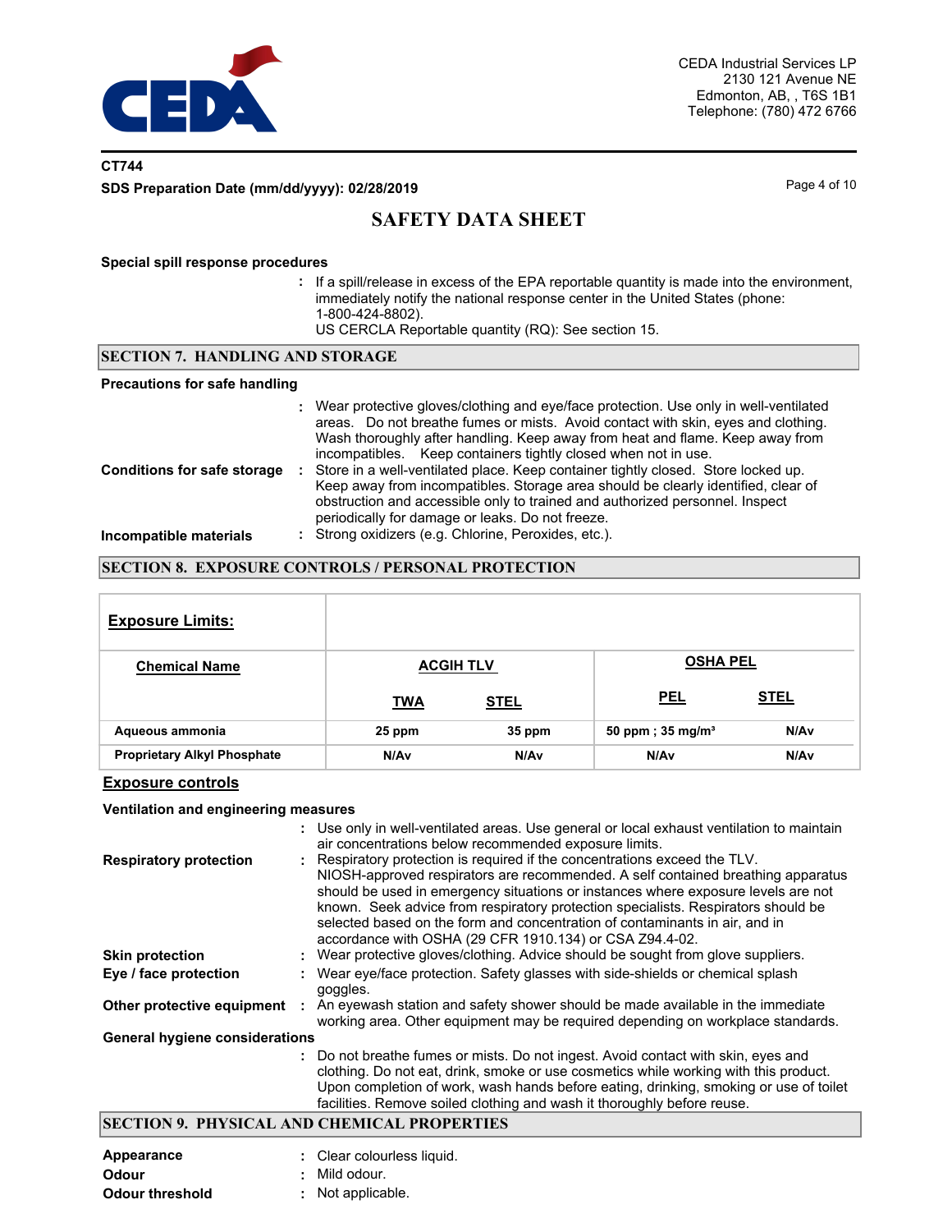### Special spill response procedures

: If a spill/release in excess of the EPA reportable quantity is made into the environment, immediately notify the national response center in the United States (phone: 1-800-424-8802).
US CERCLA Reportable quantity (RQ): See section 15.

## SECTION 7. HANDLING AND STORAGE

**Precautions for safe handling**

: Wear protective gloves/clothing and eye/face protection. Use only in well-ventilated areas. Do not breathe fumes or mists. Avoid contact with skin, eyes and clothing. Wash thoroughly after handling. Keep away from heat and flame. Keep away from incompatibles. Keep containers tightly closed when not in use.

**Conditions for safe storage** : Store in a well-ventilated place. Keep container tightly closed. Store locked up. Keep away from incompatibles. Storage area should be clearly identified, clear of obstruction and accessible only to trained and authorized personnel. Inspect periodically for damage or leaks. Do not freeze.

**Incompatible materials** : Strong oxidizers (e.g. Chlorine, Peroxides, etc.).

## SECTION 8. EXPOSURE CONTROLS / PERSONAL PROTECTION

| Exposure Limits: | | | | |
|---|---|---|---|---|
| **Chemical Name** | **ACGIH TLV** | | **OSHA PEL** | |
| | **TWA** | **STEL** | **PEL** | **STEL** |
| Aqueous ammonia | 25 ppm | 35 ppm | 50 ppm ; 35 mg/m³ | N/Av |
| Proprietary Alkyl Phosphate | N/Av | N/Av | N/Av | N/Av |

### Exposure controls

**Ventilation and engineering measures**

: Use only in well-ventilated areas. Use general or local exhaust ventilation to maintain air concentrations below recommended exposure limits.

**Respiratory protection** : Respiratory protection is required if the concentrations exceed the TLV. NIOSH-approved respirators are recommended. A self contained breathing apparatus should be used in emergency situations or instances where exposure levels are not known. Seek advice from respiratory protection specialists. Respirators should be selected based on the form and concentration of contaminants in air, and in accordance with OSHA (29 CFR 1910.134) or CSA Z94.4-02.

**Skin protection** : Wear protective gloves/clothing. Advice should be sought from glove suppliers.

**Eye / face protection** : Wear eye/face protection. Safety glasses with side-shields or chemical splash goggles.

**Other protective equipment** : An eyewash station and safety shower should be made available in the immediate working area. Other equipment may be required depending on workplace standards.

**General hygiene considerations**

: Do not breathe fumes or mists. Do not ingest. Avoid contact with skin, eyes and clothing. Do not eat, drink, smoke or use cosmetics while working with this product. Upon completion of work, wash hands before eating, drinking, smoking or use of toilet facilities. Remove soiled clothing and wash it thoroughly before reuse.

## SECTION 9. PHYSICAL AND CHEMICAL PROPERTIES

**Appearance** : Clear colourless liquid.

**Odour** : Mild odour.

**Odour threshold** : Not applicable.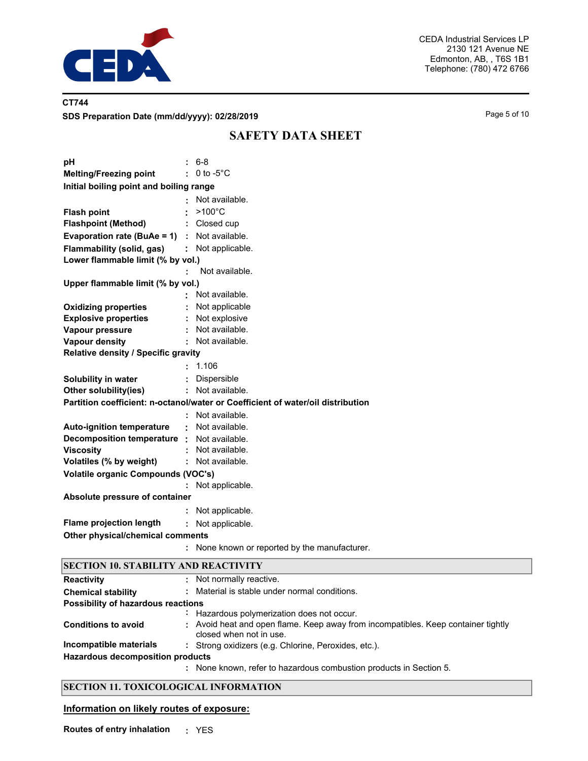| | |
|---|---|
| **pH** | : 6-8 |
| **Melting/Freezing point** | : 0 to -5°C |
| **Initial boiling point and boiling range** | : Not available. |
| **Flash point** | : >100°C |
| **Flashpoint (Method)** | : Closed cup |
| **Evaporation rate (BuAe = 1)** | : Not available. |
| **Flammability (solid, gas)** | : Not applicable. |
| **Lower flammable limit (% by vol.)** | : Not available. |
| **Upper flammable limit (% by vol.)** | : Not available. |
| **Oxidizing properties** | : Not applicable |
| **Explosive properties** | : Not explosive |
| **Vapour pressure** | : Not available. |
| **Vapour density** | : Not available. |
| **Relative density / Specific gravity** | : 1.106 |
| **Solubility in water** | : Dispersible |
| **Other solubility(ies)** | : Not available. |
| **Partition coefficient: n-octanol/water or Coefficient of water/oil distribution** | : Not available. |
| **Auto-ignition temperature** | : Not available. |
| **Decomposition temperature** | : Not available. |
| **Viscosity** | : Not available. |
| **Volatiles (% by weight)** | : Not available. |
| **Volatile organic Compounds (VOC's)** | : Not applicable. |
| **Absolute pressure of container** | : Not applicable. |
| **Flame projection length** | : Not applicable. |
| **Other physical/chemical comments** | : None known or reported by the manufacturer. |

## SECTION 10. STABILITY AND REACTIVITY

| | |
|---|---|
| **Reactivity** | : Not normally reactive. |
| **Chemical stability** | : Material is stable under normal conditions. |
| **Possibility of hazardous reactions** | : Hazardous polymerization does not occur. |
| **Conditions to avoid** | : Avoid heat and open flame. Keep away from incompatibles. Keep container tightly closed when not in use. |
| **Incompatible materials** | : Strong oxidizers (e.g. Chlorine, Peroxides, etc.). |
| **Hazardous decomposition products** | : None known, refer to hazardous combustion products in Section 5. |

## SECTION 11. TOXICOLOGICAL INFORMATION

### Information on likely routes of exposure:

**Routes of entry inhalation** : YES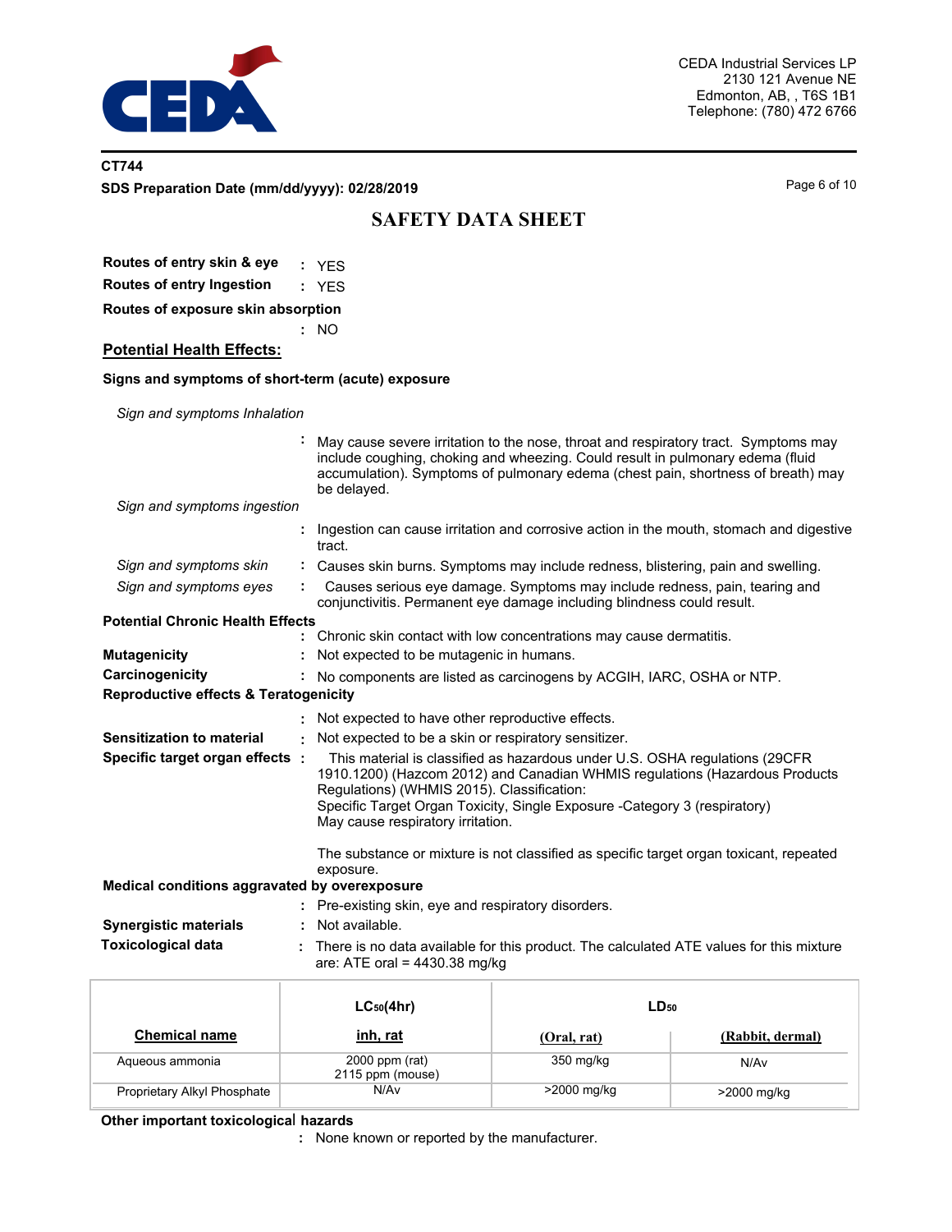**Routes of entry skin & eye** : YES

**Routes of entry Ingestion** : YES

**Routes of exposure skin absorption** : NO

## Potential Health Effects:

**Signs and symptoms of short-term (acute) exposure**

*Sign and symptoms Inhalation*

: May cause severe irritation to the nose, throat and respiratory tract. Symptoms may include coughing, choking and wheezing. Could result in pulmonary edema (fluid accumulation). Symptoms of pulmonary edema (chest pain, shortness of breath) may be delayed.

*Sign and symptoms ingestion*

: Ingestion can cause irritation and corrosive action in the mouth, stomach and digestive tract.

*Sign and symptoms skin* : Causes skin burns. Symptoms may include redness, blistering, pain and swelling.

*Sign and symptoms eyes* : Causes serious eye damage. Symptoms may include redness, pain, tearing and conjunctivitis. Permanent eye damage including blindness could result.

**Potential Chronic Health Effects**

: Chronic skin contact with low concentrations may cause dermatitis.

**Mutagenicity** : Not expected to be mutagenic in humans.

**Carcinogenicity** : No components are listed as carcinogens by ACGIH, IARC, OSHA or NTP.

**Reproductive effects & Teratogenicity**

: Not expected to have other reproductive effects.

**Sensitization to material** : Not expected to be a skin or respiratory sensitizer.

**Specific target organ effects** : This material is classified as hazardous under U.S. OSHA regulations (29CFR 1910.1200) (Hazcom 2012) and Canadian WHMIS regulations (Hazardous Products Regulations) (WHMIS 2015). Classification:
Specific Target Organ Toxicity, Single Exposure -Category 3 (respiratory)
May cause respiratory irritation.

The substance or mixture is not classified as specific target organ toxicant, repeated exposure.

**Medical conditions aggravated by overexposure**

: Pre-existing skin, eye and respiratory disorders.

**Synergistic materials** : Not available.

**Toxicological data** : There is no data available for this product. The calculated ATE values for this mixture are: ATE oral = 4430.38 mg/kg

| Chemical name | $LC_{50}$(4hr) inh, rat | $LD_{50}$ (Oral, rat) | $LD_{50}$ (Rabbit, dermal) |
|---|---|---|---|
| Aqueous ammonia | 2000 ppm (rat) 2115 ppm (mouse) | 350 mg/kg | N/Av |
| Proprietary Alkyl Phosphate | N/Av | >2000 mg/kg | >2000 mg/kg |

**Other important toxicological hazards**

: None known or reported by the manufacturer.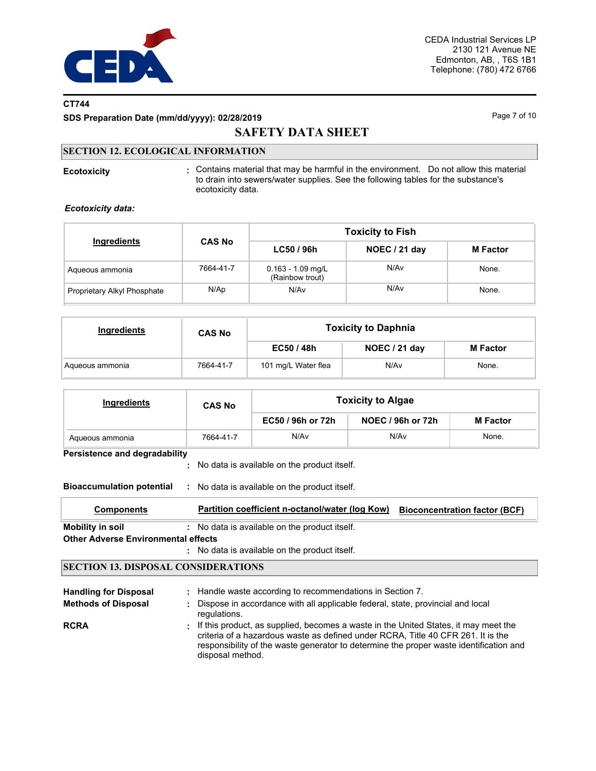CT744

SDS Preparation Date (mm/dd/yyyy): 02/28/2019

# SAFETY DATA SHEET

## SECTION 12. ECOLOGICAL INFORMATION

**Ecotoxicity** : Contains material that may be harmful in the environment. Do not allow this material to drain into sewers/water supplies. See the following tables for the substance's ecotoxicity data.

***Ecotoxicity data:***

| Ingredients | CAS No | Toxicity to Fish | | |
|---|---|---|---|---|
| | | LC50 / 96h | NOEC / 21 day | M Factor |
| Aqueous ammonia | 7664-41-7 | 0.163 - 1.09 mg/L (Rainbow trout) | N/Av | None. |
| Proprietary Alkyl Phosphate | N/Ap | N/Av | N/Av | None. |

| Ingredients | CAS No | Toxicity to Daphnia | | |
|---|---|---|---|---|
| | | EC50 / 48h | NOEC / 21 day | M Factor |
| Aqueous ammonia | 7664-41-7 | 101 mg/L Water flea | N/Av | None. |

| Ingredients | CAS No | Toxicity to Algae | | |
|---|---|---|---|---|
| | | EC50 / 96h or 72h | NOEC / 96h or 72h | M Factor |
| Aqueous ammonia | 7664-41-7 | N/Av | N/Av | None. |

**Persistence and degradability**

: No data is available on the product itself.

**Bioaccumulation potential** : No data is available on the product itself.

| Components | Partition coefficient n-octanol/water (log Kow) | Bioconcentration factor (BCF) |
|---|---|---|

**Mobility in soil** : No data is available on the product itself.

**Other Adverse Environmental effects**

: No data is available on the product itself.

## SECTION 13. DISPOSAL CONSIDERATIONS

**Handling for Disposal** : Handle waste according to recommendations in Section 7.

**Methods of Disposal** : Dispose in accordance with all applicable federal, state, provincial and local regulations.

**RCRA** : If this product, as supplied, becomes a waste in the United States, it may meet the criteria of a hazardous waste as defined under RCRA, Title 40 CFR 261. It is the responsibility of the waste generator to determine the proper waste identification and disposal method.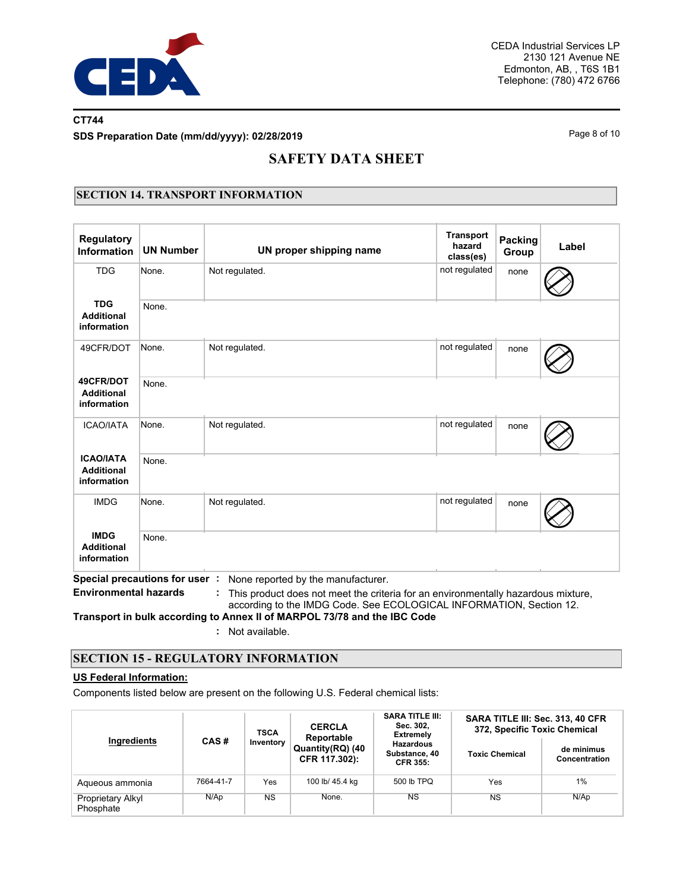CEDA Industrial Services LP
2130 121 Avenue NE
Edmonton, AB, , T6S 1B1
Telephone: (780) 472 6766

**CT744**
**SDS Preparation Date (mm/dd/yyyy): 02/28/2019**

# SAFETY DATA SHEET

## SECTION 14. TRANSPORT INFORMATION

| Regulatory Information | UN Number | UN proper shipping name | Transport hazard class(es) | Packing Group | Label |
|---|---|---|---|---|---|
| TDG | None. | Not regulated. | not regulated | none | |
| **TDG Additional information** | None. | | | | |
| 49CFR/DOT | None. | Not regulated. | not regulated | none | |
| **49CFR/DOT Additional information** | None. | | | | |
| ICAO/IATA | None. | Not regulated. | not regulated | none | |
| **ICAO/IATA Additional information** | None. | | | | |
| IMDG | None. | Not regulated. | not regulated | none | |
| **IMDG Additional information** | None. | | | | |

**Special precautions for user** : None reported by the manufacturer.

**Environmental hazards** : This product does not meet the criteria for an environmentally hazardous mixture, according to the IMDG Code. See ECOLOGICAL INFORMATION, Section 12.

**Transport in bulk according to Annex II of MARPOL 73/78 and the IBC Code**
: Not available.

## SECTION 15 - REGULATORY INFORMATION

**US Federal Information:**

Components listed below are present on the following U.S. Federal chemical lists:

| Ingredients | CAS # | TSCA Inventory | CERCLA Reportable Quantity(RQ) (40 CFR 117.302): | SARA TITLE III: Sec. 302, Extremely Hazardous Substance, 40 CFR 355: | SARA TITLE III: Sec. 313, 40 CFR 372, Specific Toxic Chemical | |
|---|---|---|---|---|---|---|
| | | | | | Toxic Chemical | de minimus Concentration |
| Aqueous ammonia | 7664-41-7 | Yes | 100 lb/ 45.4 kg | 500 lb TPQ | Yes | 1% |
| Proprietary Alkyl Phosphate | N/Ap | NS | None. | NS | NS | N/Ap |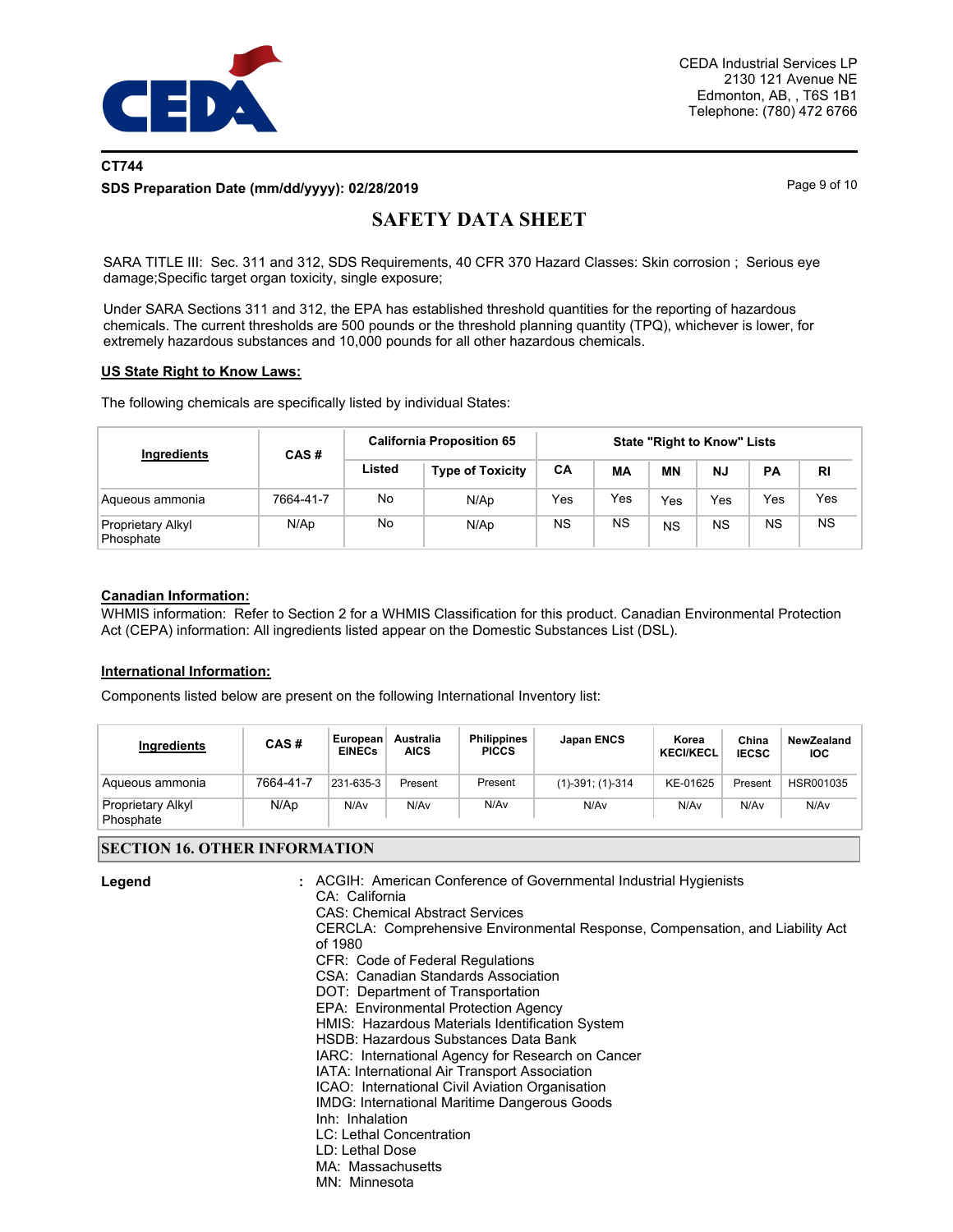SARA TITLE III: Sec. 311 and 312, SDS Requirements, 40 CFR 370 Hazard Classes: Skin corrosion ; Serious eye damage;Specific target organ toxicity, single exposure;

Under SARA Sections 311 and 312, the EPA has established threshold quantities for the reporting of hazardous chemicals. The current thresholds are 500 pounds or the threshold planning quantity (TPQ), whichever is lower, for extremely hazardous substances and 10,000 pounds for all other hazardous chemicals.

**US State Right to Know Laws:**

The following chemicals are specifically listed by individual States:

| Ingredients | CAS # | California Proposition 65 | | State "Right to Know" Lists | | | | | |
|---|---|---|---|---|---|---|---|---|---|
| | | Listed | Type of Toxicity | CA | MA | MN | NJ | PA | RI |
| Aqueous ammonia | 7664-41-7 | No | N/Ap | Yes | Yes | Yes | Yes | Yes | Yes |
| Proprietary Alkyl Phosphate | N/Ap | No | N/Ap | NS | NS | NS | NS | NS | NS |

**Canadian Information:**

WHMIS information: Refer to Section 2 for a WHMIS Classification for this product. Canadian Environmental Protection Act (CEPA) information: All ingredients listed appear on the Domestic Substances List (DSL).

**International Information:**

Components listed below are present on the following International Inventory list:

| Ingredients | CAS # | European EINECs | Australia AICS | Philippines PICCS | Japan ENCS | Korea KECI/KECL | China IECSC | NewZealand IOC |
|---|---|---|---|---|---|---|---|---|
| Aqueous ammonia | 7664-41-7 | 231-635-3 | Present | Present | (1)-391; (1)-314 | KE-01625 | Present | HSR001035 |
| Proprietary Alkyl Phosphate | N/Ap | N/Av | N/Av | N/Av | N/Av | N/Av | N/Av | N/Av |

## SECTION 16. OTHER INFORMATION

**Legend** :

ACGIH: American Conference of Governmental Industrial Hygienists
CA: California
CAS: Chemical Abstract Services
CERCLA: Comprehensive Environmental Response, Compensation, and Liability Act of 1980
CFR: Code of Federal Regulations
CSA: Canadian Standards Association
DOT: Department of Transportation
EPA: Environmental Protection Agency
HMIS: Hazardous Materials Identification System
HSDB: Hazardous Substances Data Bank
IARC: International Agency for Research on Cancer
IATA: International Air Transport Association
ICAO: International Civil Aviation Organisation
IMDG: International Maritime Dangerous Goods
Inh: Inhalation
LC: Lethal Concentration
LD: Lethal Dose
MA: Massachusetts
MN: Minnesota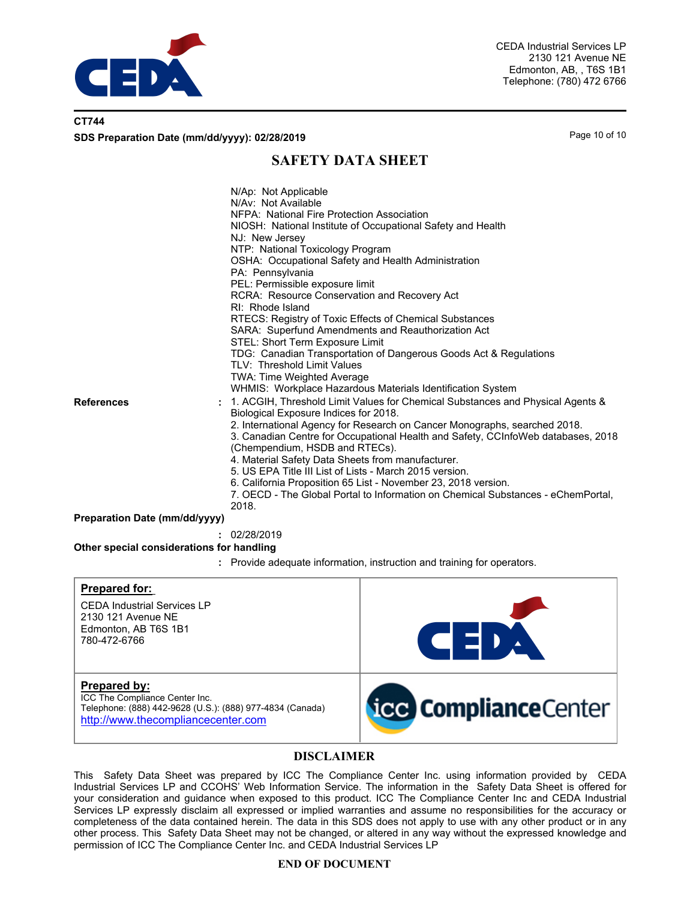## SAFETY DATA SHEET

N/Ap: Not Applicable
N/Av: Not Available
NFPA: National Fire Protection Association
NIOSH: National Institute of Occupational Safety and Health
NJ: New Jersey
NTP: National Toxicology Program
OSHA: Occupational Safety and Health Administration
PA: Pennsylvania
PEL: Permissible exposure limit
RCRA: Resource Conservation and Recovery Act
RI: Rhode Island
RTECS: Registry of Toxic Effects of Chemical Substances
SARA: Superfund Amendments and Reauthorization Act
STEL: Short Term Exposure Limit
TDG: Canadian Transportation of Dangerous Goods Act & Regulations
TLV: Threshold Limit Values
TWA: Time Weighted Average
WHMIS: Workplace Hazardous Materials Identification System

**References** : 1. ACGIH, Threshold Limit Values for Chemical Substances and Physical Agents & Biological Exposure Indices for 2018.
2. International Agency for Research on Cancer Monographs, searched 2018.
3. Canadian Centre for Occupational Health and Safety, CCInfoWeb databases, 2018 (Chempendium, HSDB and RTECs).
4. Material Safety Data Sheets from manufacturer.
5. US EPA Title III List of Lists - March 2015 version.
6. California Proposition 65 List - November 23, 2018 version.
7. OECD - The Global Portal to Information on Chemical Substances - eChemPortal, 2018.

**Preparation Date (mm/dd/yyyy)** : 02/28/2019

**Other special considerations for handling** : Provide adequate information, instruction and training for operators.

| | |
|---|---|
| **Prepared for:** CEDA Industrial Services LP 2130 121 Avenue NE Edmonton, AB T6S 1B1 780-472-6766 | CEDA |
| **Prepared by:** ICC The Compliance Center Inc. Telephone: (888) 442-9628 (U.S.): (888) 977-4834 (Canada) http://www.thecompliancecenter.com | icc ComplianceCenter |

## DISCLAIMER

This Safety Data Sheet was prepared by ICC The Compliance Center Inc. using information provided by CEDA Industrial Services LP and CCOHS' Web Information Service. The information in the Safety Data Sheet is offered for your consideration and guidance when exposed to this product. ICC The Compliance Center Inc and CEDA Industrial Services LP expressly disclaim all expressed or implied warranties and assume no responsibilities for the accuracy or completeness of the data contained herein. The data in this SDS does not apply to use with any other product or in any other process. This Safety Data Sheet may not be changed, or altered in any way without the expressed knowledge and permission of ICC The Compliance Center Inc. and CEDA Industrial Services LP

**END OF DOCUMENT**